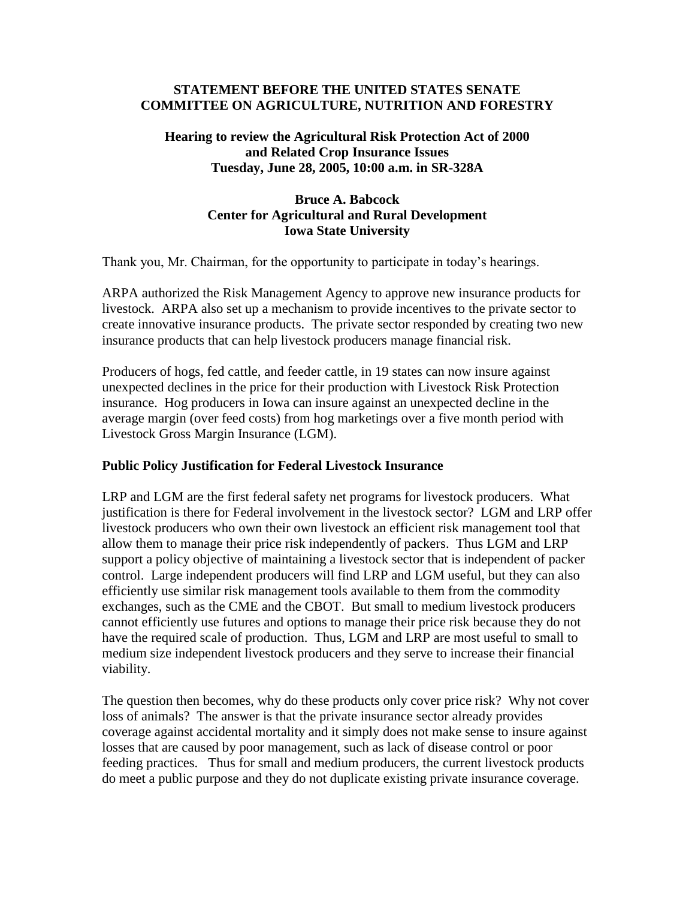**STATEMENT BEFORE THE UNITED STATES SENATE**
**COMMITTEE ON AGRICULTURE, NUTRITION AND FORESTRY**

**Hearing to review the Agricultural Risk Protection Act of 2000**
**and Related Crop Insurance Issues**
**Tuesday, June 28, 2005, 10:00 a.m. in SR-328A**

**Bruce A. Babcock**
**Center for Agricultural and Rural Development**
**Iowa State University**

Thank you, Mr. Chairman, for the opportunity to participate in today's hearings.

ARPA authorized the Risk Management Agency to approve new insurance products for livestock. ARPA also set up a mechanism to provide incentives to the private sector to create innovative insurance products. The private sector responded by creating two new insurance products that can help livestock producers manage financial risk.

Producers of hogs, fed cattle, and feeder cattle, in 19 states can now insure against unexpected declines in the price for their production with Livestock Risk Protection insurance. Hog producers in Iowa can insure against an unexpected decline in the average margin (over feed costs) from hog marketings over a five month period with Livestock Gross Margin Insurance (LGM).

### Public Policy Justification for Federal Livestock Insurance

LRP and LGM are the first federal safety net programs for livestock producers. What justification is there for Federal involvement in the livestock sector? LGM and LRP offer livestock producers who own their own livestock an efficient risk management tool that allow them to manage their price risk independently of packers. Thus LGM and LRP support a policy objective of maintaining a livestock sector that is independent of packer control. Large independent producers will find LRP and LGM useful, but they can also efficiently use similar risk management tools available to them from the commodity exchanges, such as the CME and the CBOT. But small to medium livestock producers cannot efficiently use futures and options to manage their price risk because they do not have the required scale of production. Thus, LGM and LRP are most useful to small to medium size independent livestock producers and they serve to increase their financial viability.

The question then becomes, why do these products only cover price risk? Why not cover loss of animals? The answer is that the private insurance sector already provides coverage against accidental mortality and it simply does not make sense to insure against losses that are caused by poor management, such as lack of disease control or poor feeding practices. Thus for small and medium producers, the current livestock products do meet a public purpose and they do not duplicate existing private insurance coverage.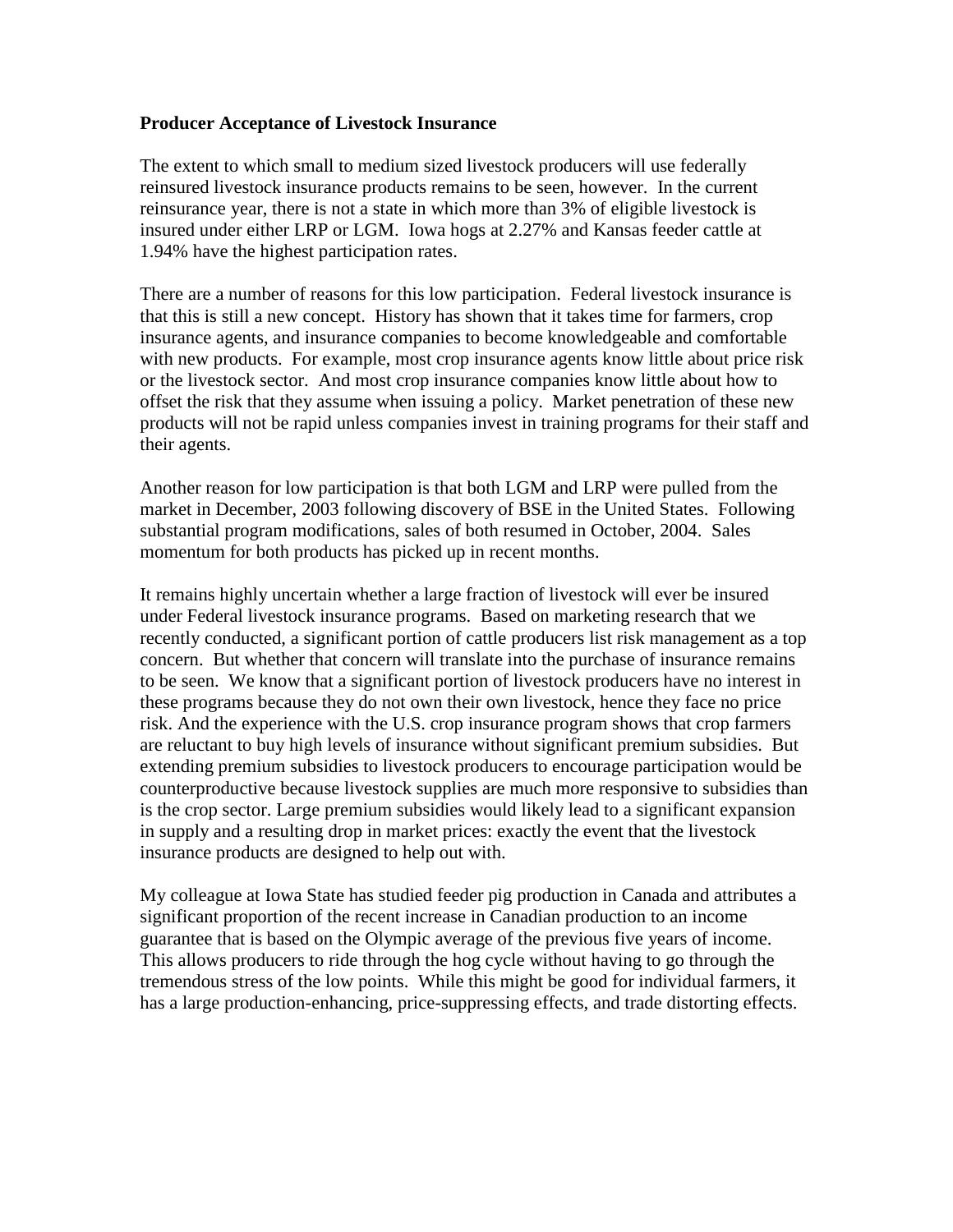**Producer Acceptance of Livestock Insurance**

The extent to which small to medium sized livestock producers will use federally reinsured livestock insurance products remains to be seen, however. In the current reinsurance year, there is not a state in which more than 3% of eligible livestock is insured under either LRP or LGM. Iowa hogs at 2.27% and Kansas feeder cattle at 1.94% have the highest participation rates.

There are a number of reasons for this low participation. Federal livestock insurance is that this is still a new concept. History has shown that it takes time for farmers, crop insurance agents, and insurance companies to become knowledgeable and comfortable with new products. For example, most crop insurance agents know little about price risk or the livestock sector. And most crop insurance companies know little about how to offset the risk that they assume when issuing a policy. Market penetration of these new products will not be rapid unless companies invest in training programs for their staff and their agents.

Another reason for low participation is that both LGM and LRP were pulled from the market in December, 2003 following discovery of BSE in the United States. Following substantial program modifications, sales of both resumed in October, 2004. Sales momentum for both products has picked up in recent months.

It remains highly uncertain whether a large fraction of livestock will ever be insured under Federal livestock insurance programs. Based on marketing research that we recently conducted, a significant portion of cattle producers list risk management as a top concern. But whether that concern will translate into the purchase of insurance remains to be seen. We know that a significant portion of livestock producers have no interest in these programs because they do not own their own livestock, hence they face no price risk. And the experience with the U.S. crop insurance program shows that crop farmers are reluctant to buy high levels of insurance without significant premium subsidies. But extending premium subsidies to livestock producers to encourage participation would be counterproductive because livestock supplies are much more responsive to subsidies than is the crop sector. Large premium subsidies would likely lead to a significant expansion in supply and a resulting drop in market prices: exactly the event that the livestock insurance products are designed to help out with.

My colleague at Iowa State has studied feeder pig production in Canada and attributes a significant proportion of the recent increase in Canadian production to an income guarantee that is based on the Olympic average of the previous five years of income. This allows producers to ride through the hog cycle without having to go through the tremendous stress of the low points. While this might be good for individual farmers, it has a large production-enhancing, price-suppressing effects, and trade distorting effects.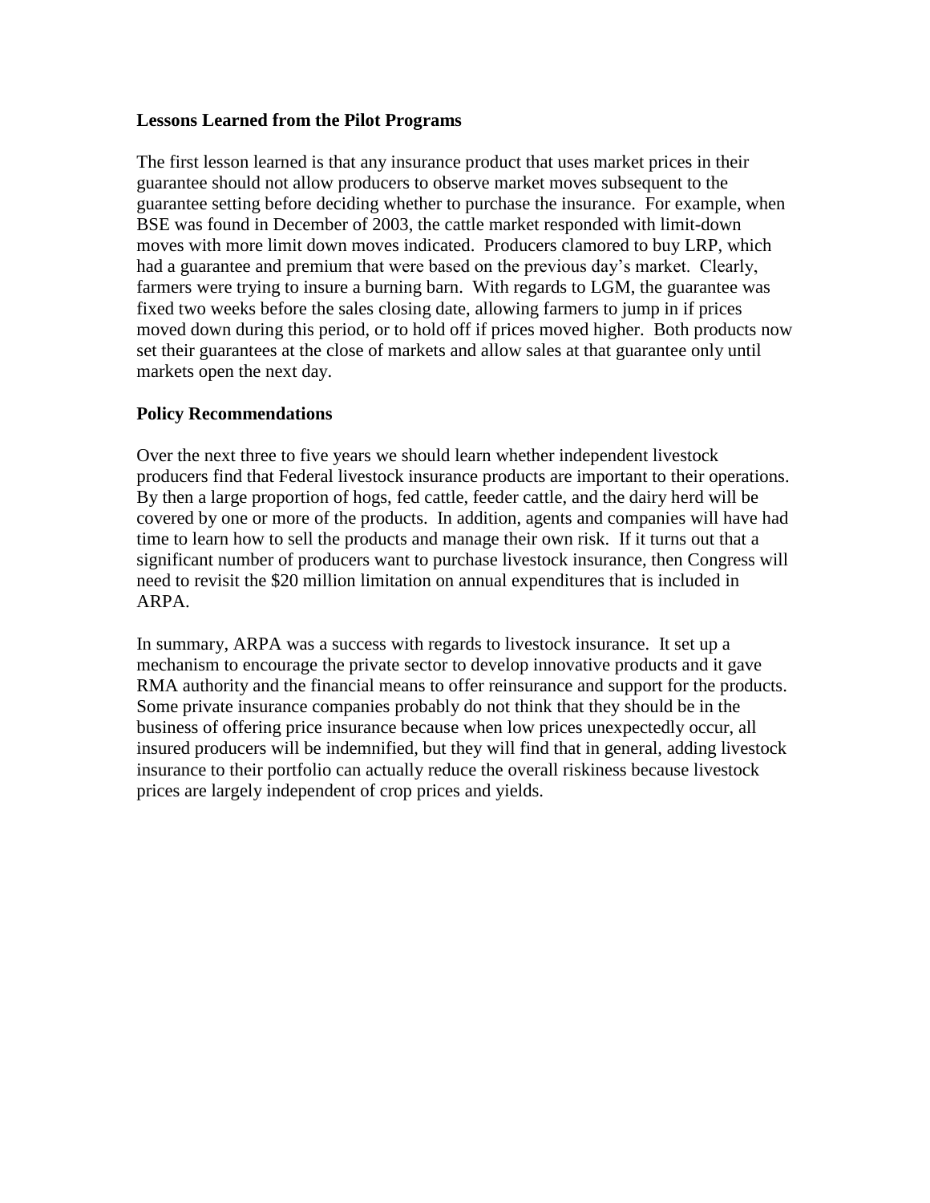**Lessons Learned from the Pilot Programs**

The first lesson learned is that any insurance product that uses market prices in their guarantee should not allow producers to observe market moves subsequent to the guarantee setting before deciding whether to purchase the insurance. For example, when BSE was found in December of 2003, the cattle market responded with limit-down moves with more limit down moves indicated. Producers clamored to buy LRP, which had a guarantee and premium that were based on the previous day's market. Clearly, farmers were trying to insure a burning barn. With regards to LGM, the guarantee was fixed two weeks before the sales closing date, allowing farmers to jump in if prices moved down during this period, or to hold off if prices moved higher. Both products now set their guarantees at the close of markets and allow sales at that guarantee only until markets open the next day.

**Policy Recommendations**

Over the next three to five years we should learn whether independent livestock producers find that Federal livestock insurance products are important to their operations. By then a large proportion of hogs, fed cattle, feeder cattle, and the dairy herd will be covered by one or more of the products. In addition, agents and companies will have had time to learn how to sell the products and manage their own risk. If it turns out that a significant number of producers want to purchase livestock insurance, then Congress will need to revisit the $20 million limitation on annual expenditures that is included in ARPA.

In summary, ARPA was a success with regards to livestock insurance. It set up a mechanism to encourage the private sector to develop innovative products and it gave RMA authority and the financial means to offer reinsurance and support for the products. Some private insurance companies probably do not think that they should be in the business of offering price insurance because when low prices unexpectedly occur, all insured producers will be indemnified, but they will find that in general, adding livestock insurance to their portfolio can actually reduce the overall riskiness because livestock prices are largely independent of crop prices and yields.